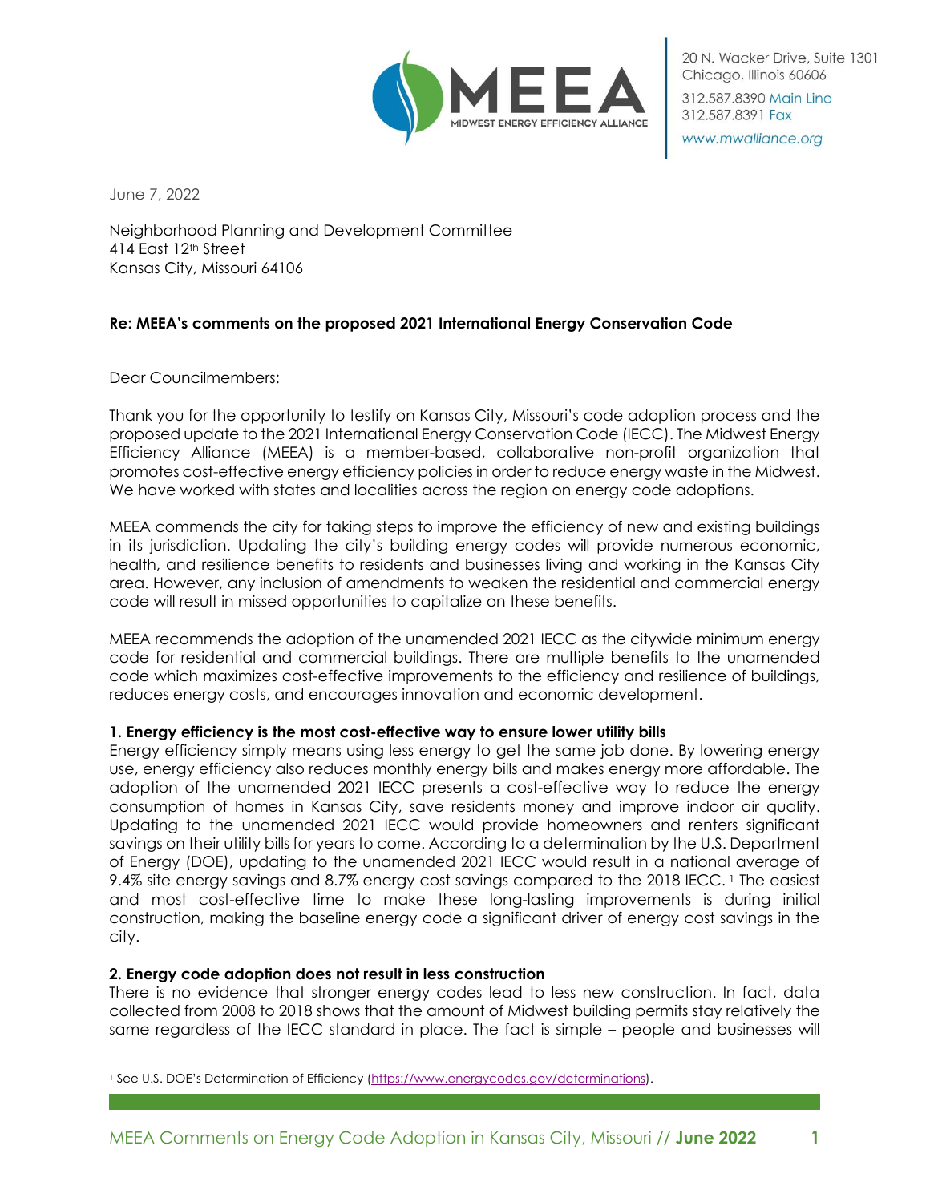20 N. Wacker Drive, Suite 1301
Chicago, Illinois 60606
312.587.8390 Main Line
312.587.8391 Fax
www.mwalliance.org

June 7, 2022

Neighborhood Planning and Development Committee
414 East 12th Street
Kansas City, Missouri 64106

**Re: MEEA's comments on the proposed 2021 International Energy Conservation Code**

Dear Councilmembers:

Thank you for the opportunity to testify on Kansas City, Missouri's code adoption process and the proposed update to the 2021 International Energy Conservation Code (IECC). The Midwest Energy Efficiency Alliance (MEEA) is a member-based, collaborative non-profit organization that promotes cost-effective energy efficiency policies in order to reduce energy waste in the Midwest. We have worked with states and localities across the region on energy code adoptions.

MEEA commends the city for taking steps to improve the efficiency of new and existing buildings in its jurisdiction. Updating the city's building energy codes will provide numerous economic, health, and resilience benefits to residents and businesses living and working in the Kansas City area. However, any inclusion of amendments to weaken the residential and commercial energy code will result in missed opportunities to capitalize on these benefits.

MEEA recommends the adoption of the unamended 2021 IECC as the citywide minimum energy code for residential and commercial buildings. There are multiple benefits to the unamended code which maximizes cost-effective improvements to the efficiency and resilience of buildings, reduces energy costs, and encourages innovation and economic development.

**1. Energy efficiency is the most cost-effective way to ensure lower utility bills**
Energy efficiency simply means using less energy to get the same job done. By lowering energy use, energy efficiency also reduces monthly energy bills and makes energy more affordable. The adoption of the unamended 2021 IECC presents a cost-effective way to reduce the energy consumption of homes in Kansas City, save residents money and improve indoor air quality. Updating to the unamended 2021 IECC would provide homeowners and renters significant savings on their utility bills for years to come. According to a determination by the U.S. Department of Energy (DOE), updating to the unamended 2021 IECC would result in a national average of 9.4% site energy savings and 8.7% energy cost savings compared to the 2018 IECC.[1] The easiest and most cost-effective time to make these long-lasting improvements is during initial construction, making the baseline energy code a significant driver of energy cost savings in the city.

**2. Energy code adoption does not result in less construction**
There is no evidence that stronger energy codes lead to less new construction. In fact, data collected from 2008 to 2018 shows that the amount of Midwest building permits stay relatively the same regardless of the IECC standard in place. The fact is simple – people and businesses will

[1] See U.S. DOE's Determination of Efficiency (https://www.energycodes.gov/determinations).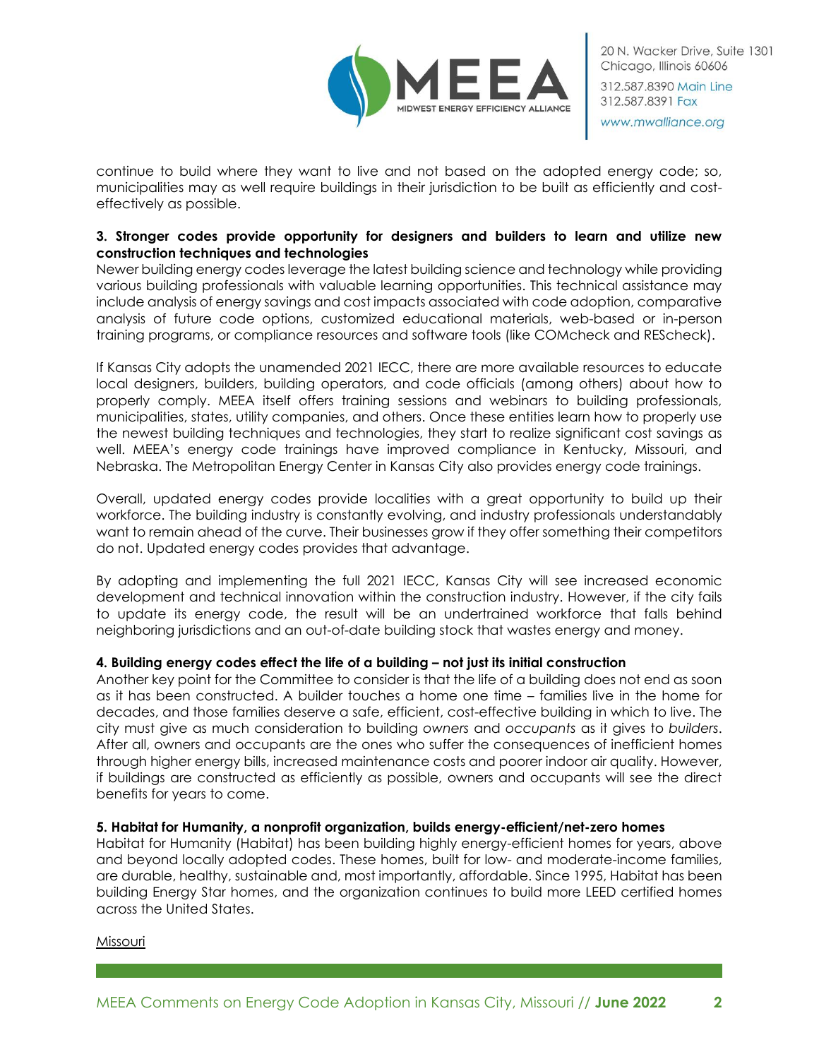continue to build where they want to live and not based on the adopted energy code; so, municipalities may as well require buildings in their jurisdiction to be built as efficiently and cost-effectively as possible.

**3. Stronger codes provide opportunity for designers and builders to learn and utilize new construction techniques and technologies**

Newer building energy codes leverage the latest building science and technology while providing various building professionals with valuable learning opportunities. This technical assistance may include analysis of energy savings and cost impacts associated with code adoption, comparative analysis of future code options, customized educational materials, web-based or in-person training programs, or compliance resources and software tools (like COMcheck and REScheck).

If Kansas City adopts the unamended 2021 IECC, there are more available resources to educate local designers, builders, building operators, and code officials (among others) about how to properly comply. MEEA itself offers training sessions and webinars to building professionals, municipalities, states, utility companies, and others. Once these entities learn how to properly use the newest building techniques and technologies, they start to realize significant cost savings as well. MEEA's energy code trainings have improved compliance in Kentucky, Missouri, and Nebraska. The Metropolitan Energy Center in Kansas City also provides energy code trainings.

Overall, updated energy codes provide localities with a great opportunity to build up their workforce. The building industry is constantly evolving, and industry professionals understandably want to remain ahead of the curve. Their businesses grow if they offer something their competitors do not. Updated energy codes provides that advantage.

By adopting and implementing the full 2021 IECC, Kansas City will see increased economic development and technical innovation within the construction industry. However, if the city fails to update its energy code, the result will be an undertrained workforce that falls behind neighboring jurisdictions and an out-of-date building stock that wastes energy and money.

**4. Building energy codes effect the life of a building – not just its initial construction**

Another key point for the Committee to consider is that the life of a building does not end as soon as it has been constructed. A builder touches a home one time – families live in the home for decades, and those families deserve a safe, efficient, cost-effective building in which to live. The city must give as much consideration to building *owners* and *occupants* as it gives to *builders*. After all, owners and occupants are the ones who suffer the consequences of inefficient homes through higher energy bills, increased maintenance costs and poorer indoor air quality. However, if buildings are constructed as efficiently as possible, owners and occupants will see the direct benefits for years to come.

**5. Habitat for Humanity, a nonprofit organization, builds energy-efficient/net-zero homes**

Habitat for Humanity (Habitat) has been building highly energy-efficient homes for years, above and beyond locally adopted codes. These homes, built for low- and moderate-income families, are durable, healthy, sustainable and, most importantly, affordable. Since 1995, Habitat has been building Energy Star homes, and the organization continues to build more LEED certified homes across the United States.

<u>Missouri</u>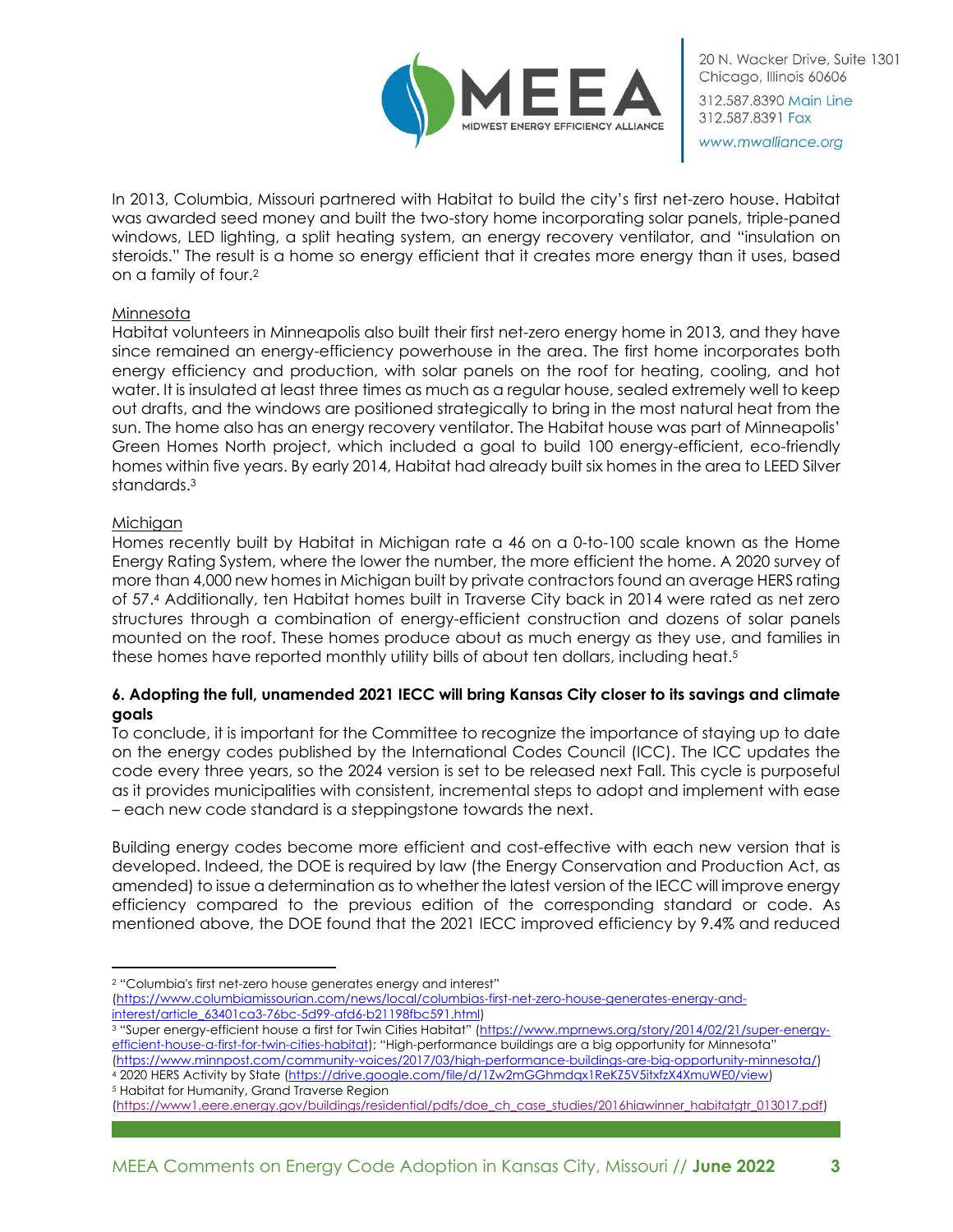In 2013, Columbia, Missouri partnered with Habitat to build the city's first net-zero house. Habitat was awarded seed money and built the two-story home incorporating solar panels, triple-paned windows, LED lighting, a split heating system, an energy recovery ventilator, and "insulation on steroids." The result is a home so energy efficient that it creates more energy than it uses, based on a family of four.[2]

Minnesota

Habitat volunteers in Minneapolis also built their first net-zero energy home in 2013, and they have since remained an energy-efficiency powerhouse in the area. The first home incorporates both energy efficiency and production, with solar panels on the roof for heating, cooling, and hot water. It is insulated at least three times as much as a regular house, sealed extremely well to keep out drafts, and the windows are positioned strategically to bring in the most natural heat from the sun. The home also has an energy recovery ventilator. The Habitat house was part of Minneapolis' Green Homes North project, which included a goal to build 100 energy-efficient, eco-friendly homes within five years. By early 2014, Habitat had already built six homes in the area to LEED Silver standards.[3]

Michigan

Homes recently built by Habitat in Michigan rate a 46 on a 0-to-100 scale known as the Home Energy Rating System, where the lower the number, the more efficient the home. A 2020 survey of more than 4,000 new homes in Michigan built by private contractors found an average HERS rating of 57.[4] Additionally, ten Habitat homes built in Traverse City back in 2014 were rated as net zero structures through a combination of energy-efficient construction and dozens of solar panels mounted on the roof. These homes produce about as much energy as they use, and families in these homes have reported monthly utility bills of about ten dollars, including heat.[5]

**6. Adopting the full, unamended 2021 IECC will bring Kansas City closer to its savings and climate goals**

To conclude, it is important for the Committee to recognize the importance of staying up to date on the energy codes published by the International Codes Council (ICC). The ICC updates the code every three years, so the 2024 version is set to be released next Fall. This cycle is purposeful as it provides municipalities with consistent, incremental steps to adopt and implement with ease – each new code standard is a steppingstone towards the next.

Building energy codes become more efficient and cost-effective with each new version that is developed. Indeed, the DOE is required by law (the Energy Conservation and Production Act, as amended) to issue a determination as to whether the latest version of the IECC will improve energy efficiency compared to the previous edition of the corresponding standard or code. As mentioned above, the DOE found that the 2021 IECC improved efficiency by 9.4% and reduced

---

[2] "Columbia's first net-zero house generates energy and interest" (https://www.columbiamissourian.com/news/local/columbias-first-net-zero-house-generates-energy-and-interest/article_63401ca3-76bc-5d99-afd6-b21198fbc591.html)

[3] "Super energy-efficient house a first for Twin Cities Habitat" (https://www.mprnews.org/story/2014/02/21/super-energy-efficient-house-a-first-for-twin-cities-habitat); "High-performance buildings are a big opportunity for Minnesota" (https://www.minnpost.com/community-voices/2017/03/high-performance-buildings-are-big-opportunity-minnesota/)

[4] 2020 HERS Activity by State (https://drive.google.com/file/d/1Zw2mGGhmdqx1ReKZ5V5itxfzX4XmuWE0/view)

[5] Habitat for Humanity, Grand Traverse Region (https://www1.eere.energy.gov/buildings/residential/pdfs/doe_ch_case_studies/2016hiawinner_habitatgtr_013017.pdf)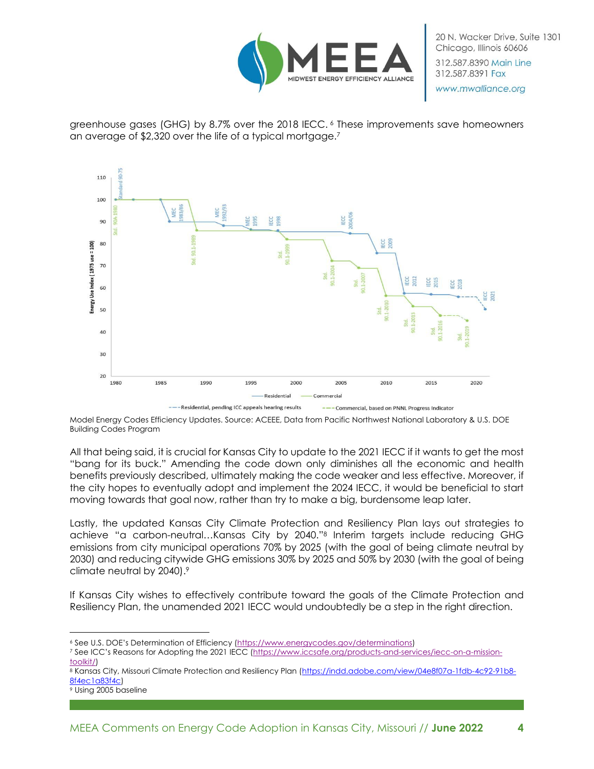greenhouse gases (GHG) by 8.7% over the 2018 IECC.[6] These improvements save homeowners an average of $2,320 over the life of a typical mortgage.[7]

Energy Use Index (1975 use = 100)

110
100
90
80
70
60
50
40
30
20

1980 1985 1990 1995 2000 2005 2010 2015 2020

Standard 90-75
Std. 90A-1980
MEC 1983/86
Std. 90.1-1989
MEC 1992/93
MEC 1995
IECC 1998
Std. 90.1-1999
IECC 2004/06
Std. 90.1-2004
Std. 90.1-2007
IECC 2009
Std. 90.1-2010
IECC 2012
Std. 90.1-2013
IECC 2015
Std. 90.1-2016
IECC 2018
Std. 90.1-2019
IECC 2021

Residential
Commercial
Residential, pending ICC appeals hearing results
Commercial, based on PNNL Progress Indicator

Model Energy Codes Efficiency Updates. Source: ACEEE, Data from Pacific Northwest National Laboratory & U.S. DOE Building Codes Program

All that being said, it is crucial for Kansas City to update to the 2021 IECC if it wants to get the most "bang for its buck." Amending the code down only diminishes all the economic and health benefits previously described, ultimately making the code weaker and less effective. Moreover, if the city hopes to eventually adopt and implement the 2024 IECC, it would be beneficial to start moving towards that goal now, rather than try to make a big, burdensome leap later.

Lastly, the updated Kansas City Climate Protection and Resiliency Plan lays out strategies to achieve "a carbon-neutral…Kansas City by 2040."[8] Interim targets include reducing GHG emissions from city municipal operations 70% by 2025 (with the goal of being climate neutral by 2030) and reducing citywide GHG emissions 30% by 2025 and 50% by 2030 (with the goal of being climate neutral by 2040).[9]

If Kansas City wishes to effectively contribute toward the goals of the Climate Protection and Resiliency Plan, the unamended 2021 IECC would undoubtedly be a step in the right direction.

[6] See U.S. DOE's Determination of Efficiency (https://www.energycodes.gov/determinations)

[7] See ICC's Reasons for Adopting the 2021 IECC (https://www.iccsafe.org/products-and-services/iecc-on-a-mission-toolkit/)

[8] Kansas City, Missouri Climate Protection and Resiliency Plan (https://indd.adobe.com/view/04e8f07a-1fdb-4c92-91b8-8f4ec1a83f4c)

[9] Using 2005 baseline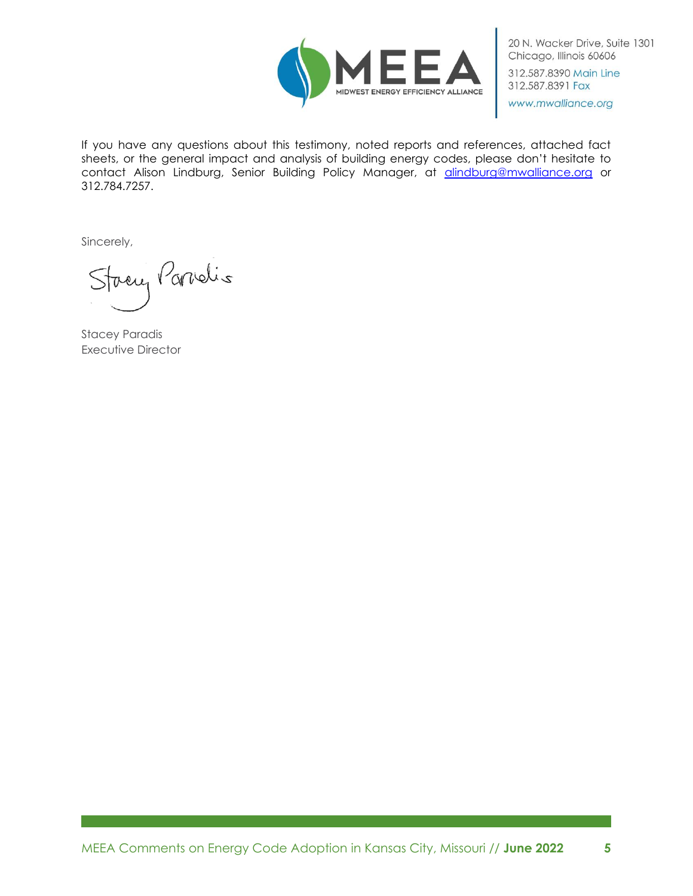If you have any questions about this testimony, noted reports and references, attached fact sheets, or the general impact and analysis of building energy codes, please don't hesitate to contact Alison Lindburg, Senior Building Policy Manager, at alindburg@mwalliance.org or 312.784.7257.

Sincerely,

Stacey Paradis
Executive Director